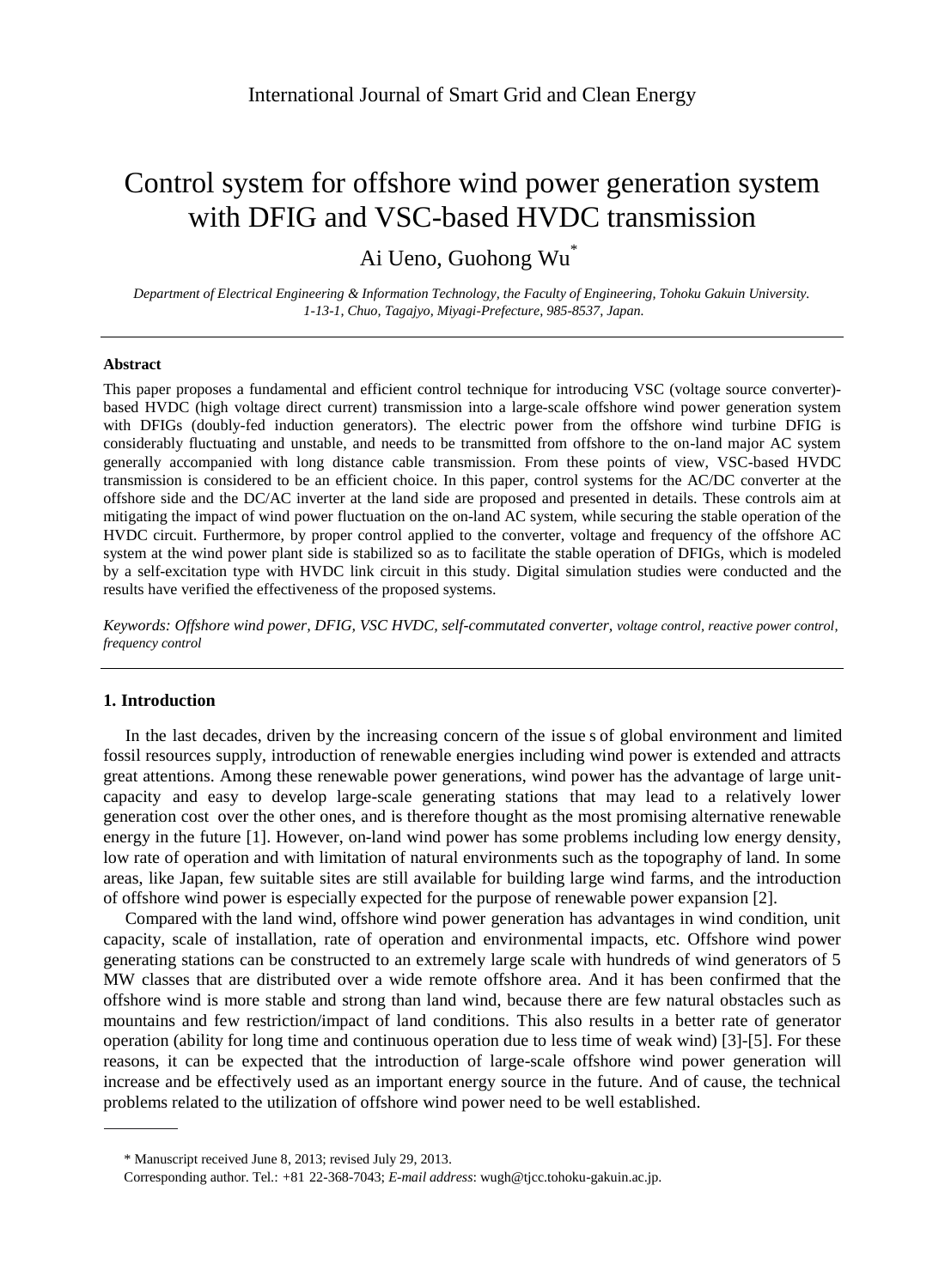# Control system for offshore wind power generation system with DFIG and VSC-based HVDC transmission

Ai Ueno, Guohong Wu*

*Department of Electrical Engineering & Information Technology, the Faculty of Engineering, Tohoku Gakuin University. 1-13-1, Chuo, Tagajyo, Miyagi-Prefecture, 985-8537, Japan.*

---

### Abstract

This paper proposes a fundamental and efficient control technique for introducing VSC (voltage source converter)-based HVDC (high voltage direct current) transmission into a large-scale offshore wind power generation system with DFIGs (doubly-fed induction generators). The electric power from the offshore wind turbine DFIG is considerably fluctuating and unstable, and needs to be transmitted from offshore to the on-land major AC system generally accompanied with long distance cable transmission. From these points of view, VSC-based HVDC transmission is considered to be an efficient choice. In this paper, control systems for the AC/DC converter at the offshore side and the DC/AC inverter at the land side are proposed and presented in details. These controls aim at mitigating the impact of wind power fluctuation on the on-land AC system, while securing the stable operation of the HVDC circuit. Furthermore, by proper control applied to the converter, voltage and frequency of the offshore AC system at the wind power plant side is stabilized so as to facilitate the stable operation of DFIGs, which is modeled by a self-excitation type with HVDC link circuit in this study. Digital simulation studies were conducted and the results have verified the effectiveness of the proposed systems.

*Keywords: Offshore wind power, DFIG, VSC HVDC, self-commutated converter, voltage control, reactive power control, frequency control*

---

## 1. Introduction

In the last decades, driven by the increasing concern of the issue s of global environment and limited fossil resources supply, introduction of renewable energies including wind power is extended and attracts great attentions. Among these renewable power generations, wind power has the advantage of large unit-capacity and easy to develop large-scale generating stations that may lead to a relatively lower generation cost over the other ones, and is therefore thought as the most promising alternative renewable energy in the future [1]. However, on-land wind power has some problems including low energy density, low rate of operation and with limitation of natural environments such as the topography of land. In some areas, like Japan, few suitable sites are still available for building large wind farms, and the introduction of offshore wind power is especially expected for the purpose of renewable power expansion [2].

Compared with the land wind, offshore wind power generation has advantages in wind condition, unit capacity, scale of installation, rate of operation and environmental impacts, etc. Offshore wind power generating stations can be constructed to an extremely large scale with hundreds of wind generators of 5 MW classes that are distributed over a wide remote offshore area. And it has been confirmed that the offshore wind is more stable and strong than land wind, because there are few natural obstacles such as mountains and few restriction/impact of land conditions. This also results in a better rate of generator operation (ability for long time and continuous operation due to less time of weak wind) [3]-[5]. For these reasons, it can be expected that the introduction of large-scale offshore wind power generation will increase and be effectively used as an important energy source in the future. And of cause, the technical problems related to the utilization of offshore wind power need to be well established.

---

\* Manuscript received June 8, 2013; revised July 29, 2013.

Corresponding author. Tel.: +81 22-368-7043; *E-mail address*: wugh@tjcc.tohoku-gakuin.ac.jp.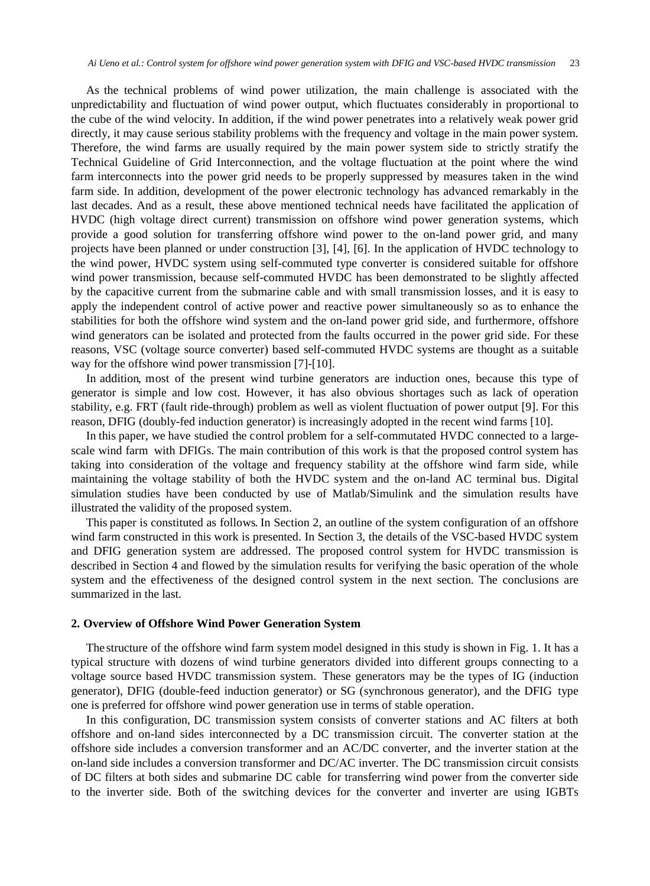As the technical problems of wind power utilization, the main challenge is associated with the unpredictability and fluctuation of wind power output, which fluctuates considerably in proportional to the cube of the wind velocity. In addition, if the wind power penetrates into a relatively weak power grid directly, it may cause serious stability problems with the frequency and voltage in the main power system. Therefore, the wind farms are usually required by the main power system side to strictly stratify the Technical Guideline of Grid Interconnection, and the voltage fluctuation at the point where the wind farm interconnects into the power grid needs to be properly suppressed by measures taken in the wind farm side. In addition, development of the power electronic technology has advanced remarkably in the last decades. And as a result, these above mentioned technical needs have facilitated the application of HVDC (high voltage direct current) transmission on offshore wind power generation systems, which provide a good solution for transferring offshore wind power to the on-land power grid, and many projects have been planned or under construction [3], [4], [6]. In the application of HVDC technology to the wind power, HVDC system using self-commuted type converter is considered suitable for offshore wind power transmission, because self-commuted HVDC has been demonstrated to be slightly affected by the capacitive current from the submarine cable and with small transmission losses, and it is easy to apply the independent control of active power and reactive power simultaneously so as to enhance the stabilities for both the offshore wind system and the on-land power grid side, and furthermore, offshore wind generators can be isolated and protected from the faults occurred in the power grid side. For these reasons, VSC (voltage source converter) based self-commuted HVDC systems are thought as a suitable way for the offshore wind power transmission [7]-[10].

In addition, most of the present wind turbine generators are induction ones, because this type of generator is simple and low cost. However, it has also obvious shortages such as lack of operation stability, e.g. FRT (fault ride-through) problem as well as violent fluctuation of power output [9]. For this reason, DFIG (doubly-fed induction generator) is increasingly adopted in the recent wind farms [10].

In this paper, we have studied the control problem for a self-commutated HVDC connected to a large-scale wind farm with DFIGs. The main contribution of this work is that the proposed control system has taking into consideration of the voltage and frequency stability at the offshore wind farm side, while maintaining the voltage stability of both the HVDC system and the on-land AC terminal bus. Digital simulation studies have been conducted by use of Matlab/Simulink and the simulation results have illustrated the validity of the proposed system.

This paper is constituted as follows. In Section 2, an outline of the system configuration of an offshore wind farm constructed in this work is presented. In Section 3, the details of the VSC-based HVDC system and DFIG generation system are addressed. The proposed control system for HVDC transmission is described in Section 4 and flowed by the simulation results for verifying the basic operation of the whole system and the effectiveness of the designed control system in the next section. The conclusions are summarized in the last.

## 2. Overview of Offshore Wind Power Generation System

The structure of the offshore wind farm system model designed in this study is shown in Fig. 1. It has a typical structure with dozens of wind turbine generators divided into different groups connecting to a voltage source based HVDC transmission system. These generators may be the types of IG (induction generator), DFIG (double-feed induction generator) or SG (synchronous generator), and the DFIG type one is preferred for offshore wind power generation use in terms of stable operation.

In this configuration, DC transmission system consists of converter stations and AC filters at both offshore and on-land sides interconnected by a DC transmission circuit. The converter station at the offshore side includes a conversion transformer and an AC/DC converter, and the inverter station at the on-land side includes a conversion transformer and DC/AC inverter. The DC transmission circuit consists of DC filters at both sides and submarine DC cable for transferring wind power from the converter side to the inverter side. Both of the switching devices for the converter and inverter are using IGBTs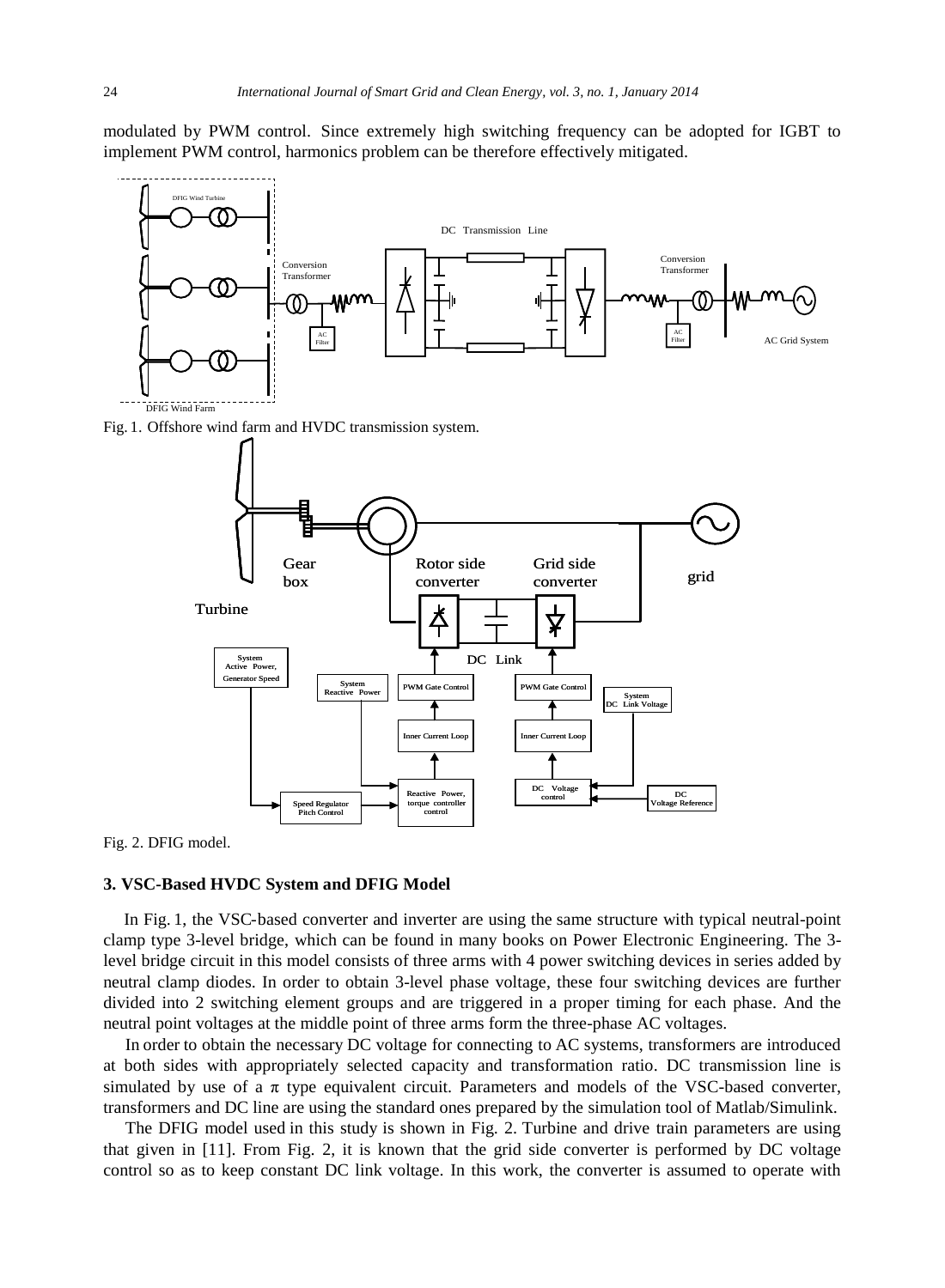modulated by PWM control. Since extremely high switching frequency can be adopted for IGBT to implement PWM control, harmonics problem can be therefore effectively mitigated.

Fig. 1. Offshore wind farm and HVDC transmission system.

Fig. 2. DFIG model.

### 3. VSC-Based HVDC System and DFIG Model

In Fig. 1, the VSC-based converter and inverter are using the same structure with typical neutral-point clamp type 3-level bridge, which can be found in many books on Power Electronic Engineering. The 3-level bridge circuit in this model consists of three arms with 4 power switching devices in series added by neutral clamp diodes. In order to obtain 3-level phase voltage, these four switching devices are further divided into 2 switching element groups and are triggered in a proper timing for each phase. And the neutral point voltages at the middle point of three arms form the three-phase AC voltages.

In order to obtain the necessary DC voltage for connecting to AC systems, transformers are introduced at both sides with appropriately selected capacity and transformation ratio. DC transmission line is simulated by use of a $\pi$ type equivalent circuit. Parameters and models of the VSC-based converter, transformers and DC line are using the standard ones prepared by the simulation tool of Matlab/Simulink.

The DFIG model used in this study is shown in Fig. 2. Turbine and drive train parameters are using that given in [11]. From Fig. 2, it is known that the grid side converter is performed by DC voltage control so as to keep constant DC link voltage. In this work, the converter is assumed to operate with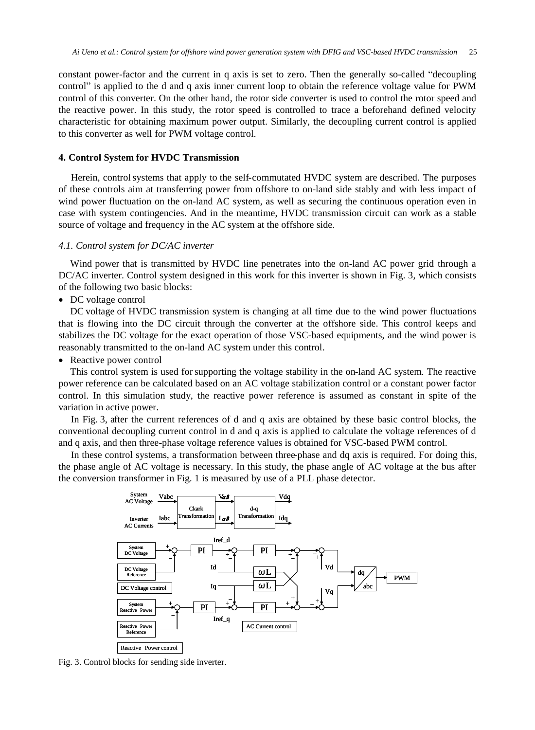constant power-factor and the current in q axis is set to zero. Then the generally so-called "decoupling control" is applied to the d and q axis inner current loop to obtain the reference voltage value for PWM control of this converter. On the other hand, the rotor side converter is used to control the rotor speed and the reactive power. In this study, the rotor speed is controlled to trace a beforehand defined velocity characteristic for obtaining maximum power output. Similarly, the decoupling current control is applied to this converter as well for PWM voltage control.

## 4. Control System for HVDC Transmission

Herein, control systems that apply to the self-commutated HVDC system are described. The purposes of these controls aim at transferring power from offshore to on-land side stably and with less impact of wind power fluctuation on the on-land AC system, as well as securing the continuous operation even in case with system contingencies. And in the meantime, HVDC transmission circuit can work as a stable source of voltage and frequency in the AC system at the offshore side.

### *4.1. Control system for DC/AC inverter*

Wind power that is transmitted by HVDC line penetrates into the on-land AC power grid through a DC/AC inverter. Control system designed in this work for this inverter is shown in Fig. 3, which consists of the following two basic blocks:

- DC voltage control

DC voltage of HVDC transmission system is changing at all time due to the wind power fluctuations that is flowing into the DC circuit through the converter at the offshore side. This control keeps and stabilizes the DC voltage for the exact operation of those VSC-based equipments, and the wind power is reasonably transmitted to the on-land AC system under this control.

- Reactive power control

This control system is used for supporting the voltage stability in the on-land AC system. The reactive power reference can be calculated based on an AC voltage stabilization control or a constant power factor control. In this simulation study, the reactive power reference is assumed as constant in spite of the variation in active power.

In Fig. 3, after the current references of d and q axis are obtained by these basic control blocks, the conventional decoupling current control in d and q axis is applied to calculate the voltage references of d and q axis, and then three-phase voltage reference values is obtained for VSC-based PWM control.

In these control systems, a transformation between three-phase and dq axis is required. For doing this, the phase angle of AC voltage is necessary. In this study, the phase angle of AC voltage at the bus after the conversion transformer in Fig. 1 is measured by use of a PLL phase detector.

Fig. 3. Control blocks for sending side inverter.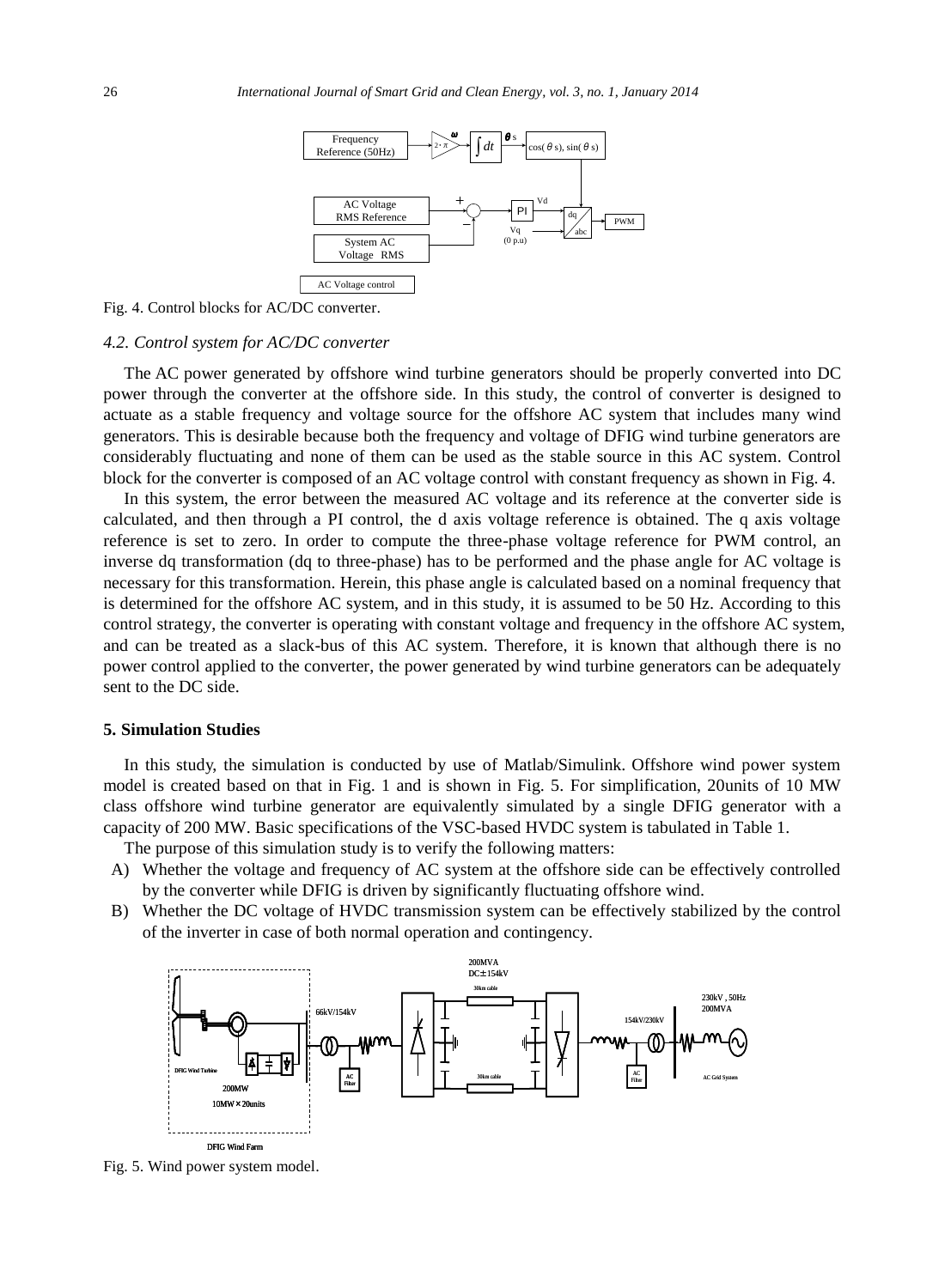Fig. 4. Control blocks for AC/DC converter.

### 4.2. Control system for AC/DC converter

The AC power generated by offshore wind turbine generators should be properly converted into DC power through the converter at the offshore side. In this study, the control of converter is designed to actuate as a stable frequency and voltage source for the offshore AC system that includes many wind generators. This is desirable because both the frequency and voltage of DFIG wind turbine generators are considerably fluctuating and none of them can be used as the stable source in this AC system. Control block for the converter is composed of an AC voltage control with constant frequency as shown in Fig. 4.

In this system, the error between the measured AC voltage and its reference at the converter side is calculated, and then through a PI control, the d axis voltage reference is obtained. The q axis voltage reference is set to zero. In order to compute the three-phase voltage reference for PWM control, an inverse dq transformation (dq to three-phase) has to be performed and the phase angle for AC voltage is necessary for this transformation. Herein, this phase angle is calculated based on a nominal frequency that is determined for the offshore AC system, and in this study, it is assumed to be 50 Hz. According to this control strategy, the converter is operating with constant voltage and frequency in the offshore AC system, and can be treated as a slack-bus of this AC system. Therefore, it is known that although there is no power control applied to the converter, the power generated by wind turbine generators can be adequately sent to the DC side.

## 5. Simulation Studies

In this study, the simulation is conducted by use of Matlab/Simulink. Offshore wind power system model is created based on that in Fig. 1 and is shown in Fig. 5. For simplification, 20units of 10 MW class offshore wind turbine generator are equivalently simulated by a single DFIG generator with a capacity of 200 MW. Basic specifications of the VSC-based HVDC system is tabulated in Table 1.

The purpose of this simulation study is to verify the following matters:

A) Whether the voltage and frequency of AC system at the offshore side can be effectively controlled by the converter while DFIG is driven by significantly fluctuating offshore wind.

B) Whether the DC voltage of HVDC transmission system can be effectively stabilized by the control of the inverter in case of both normal operation and contingency.

Fig. 5. Wind power system model.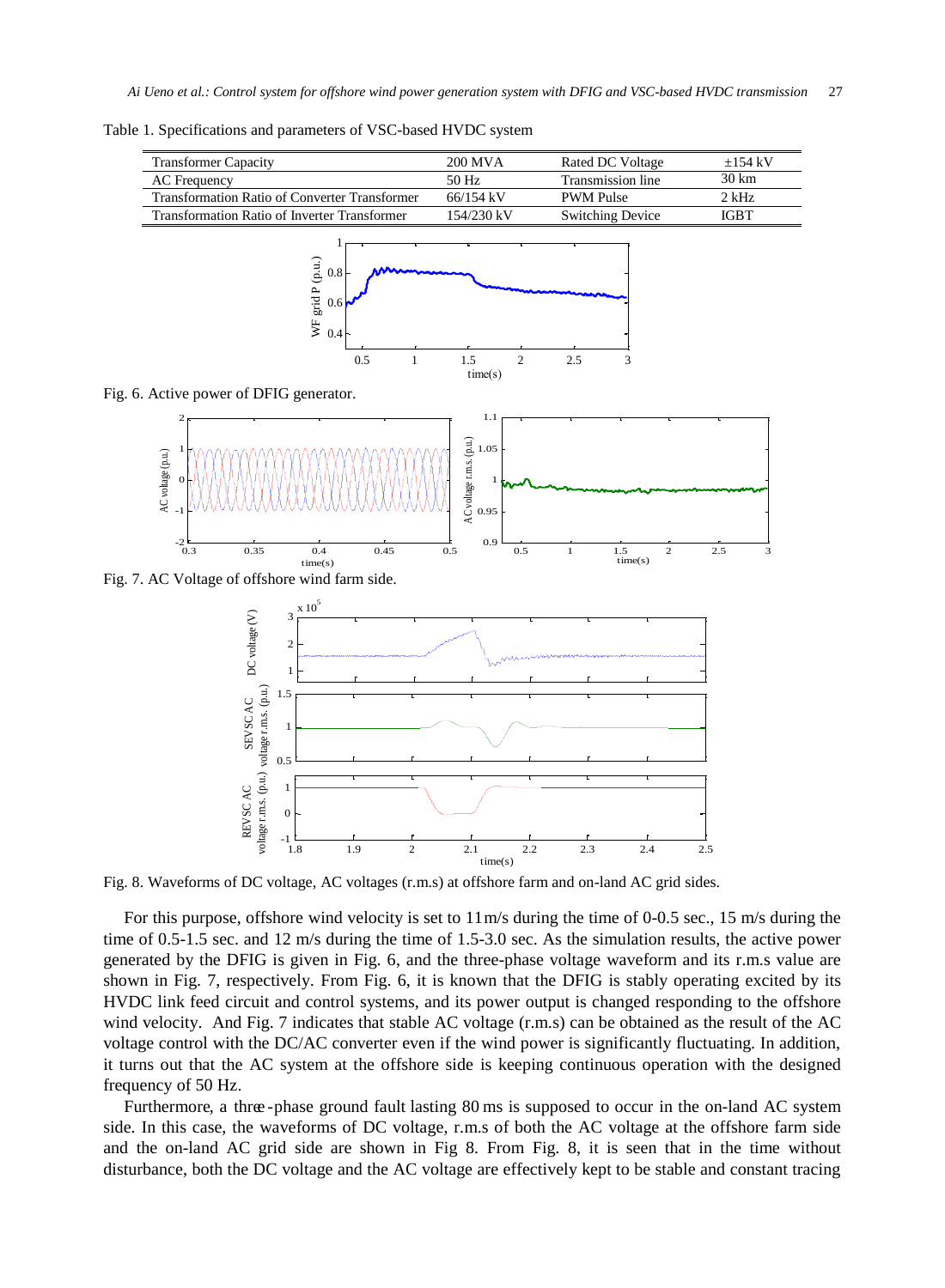Table 1. Specifications and parameters of VSC-based HVDC system

| Transformer Capacity | 200 MVA | Rated DC Voltage | ±154 kV |
|---|---|---|---|
| AC Frequency | 50 Hz | Transmission line | 30 km |
| Transformation Ratio of Converter Transformer | 66/154 kV | PWM Pulse | 2 kHz |
| Transformation Ratio of Inverter Transformer | 154/230 kV | Switching Device | IGBT |

Fig. 6. Active power of DFIG generator.

Fig. 7. AC Voltage of offshore wind farm side.

Fig. 8. Waveforms of DC voltage, AC voltages (r.m.s) at offshore farm and on-land AC grid sides.

For this purpose, offshore wind velocity is set to 11 m/s during the time of 0-0.5 sec., 15 m/s during the time of 0.5-1.5 sec. and 12 m/s during the time of 1.5-3.0 sec. As the simulation results, the active power generated by the DFIG is given in Fig. 6, and the three-phase voltage waveform and its r.m.s value are shown in Fig. 7, respectively. From Fig. 6, it is known that the DFIG is stably operating excited by its HVDC link feed circuit and control systems, and its power output is changed responding to the offshore wind velocity. And Fig. 7 indicates that stable AC voltage (r.m.s) can be obtained as the result of the AC voltage control with the DC/AC converter even if the wind power is significantly fluctuating. In addition, it turns out that the AC system at the offshore side is keeping continuous operation with the designed frequency of 50 Hz.

Furthermore, a three-phase ground fault lasting 80 ms is supposed to occur in the on-land AC system side. In this case, the waveforms of DC voltage, r.m.s of both the AC voltage at the offshore farm side and the on-land AC grid side are shown in Fig 8. From Fig. 8, it is seen that in the time without disturbance, both the DC voltage and the AC voltage are effectively kept to be stable and constant tracing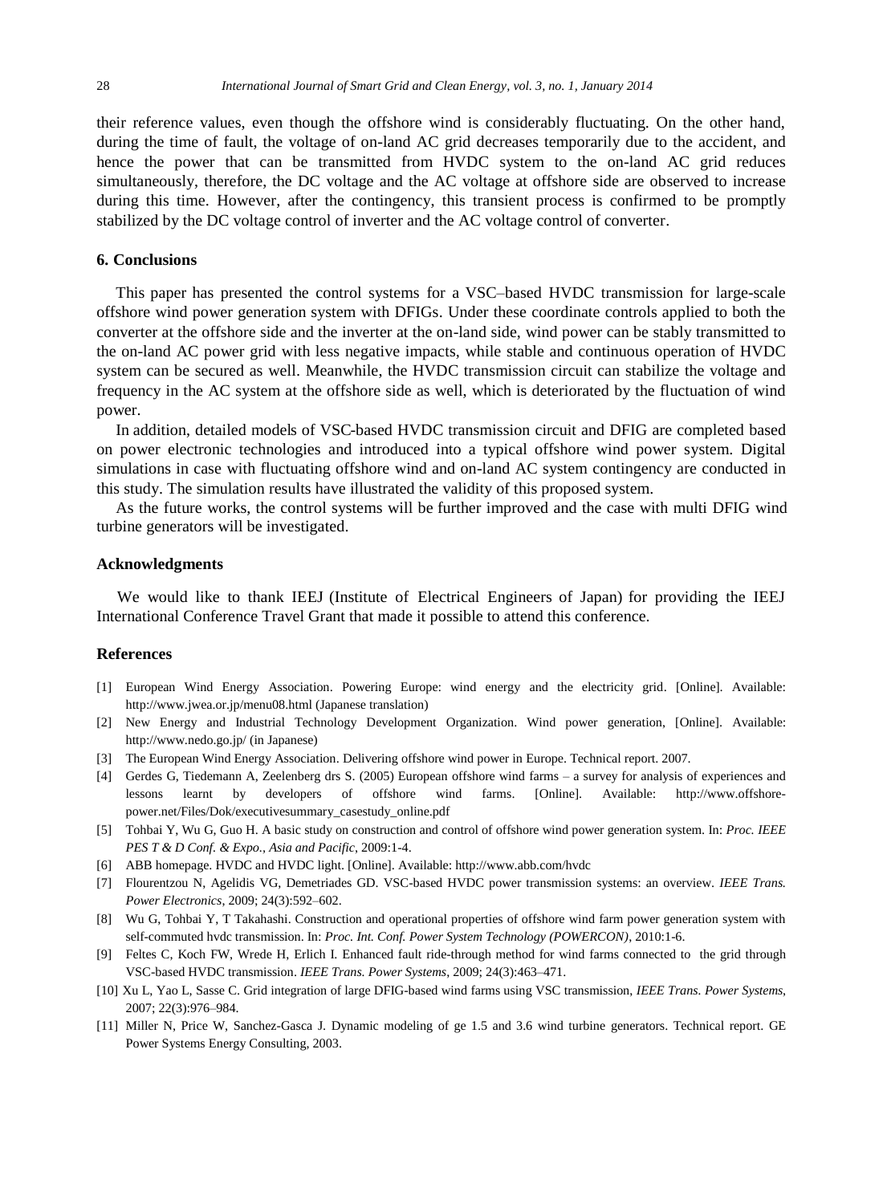their reference values, even though the offshore wind is considerably fluctuating. On the other hand, during the time of fault, the voltage of on-land AC grid decreases temporarily due to the accident, and hence the power that can be transmitted from HVDC system to the on-land AC grid reduces simultaneously, therefore, the DC voltage and the AC voltage at offshore side are observed to increase during this time. However, after the contingency, this transient process is confirmed to be promptly stabilized by the DC voltage control of inverter and the AC voltage control of converter.

## 6. Conclusions

This paper has presented the control systems for a VSC–based HVDC transmission for large-scale offshore wind power generation system with DFIGs. Under these coordinate controls applied to both the converter at the offshore side and the inverter at the on-land side, wind power can be stably transmitted to the on-land AC power grid with less negative impacts, while stable and continuous operation of HVDC system can be secured as well. Meanwhile, the HVDC transmission circuit can stabilize the voltage and frequency in the AC system at the offshore side as well, which is deteriorated by the fluctuation of wind power.

In addition, detailed models of VSC-based HVDC transmission circuit and DFIG are completed based on power electronic technologies and introduced into a typical offshore wind power system. Digital simulations in case with fluctuating offshore wind and on-land AC system contingency are conducted in this study. The simulation results have illustrated the validity of this proposed system.

As the future works, the control systems will be further improved and the case with multi DFIG wind turbine generators will be investigated.

## Acknowledgments

We would like to thank IEEJ (Institute of Electrical Engineers of Japan) for providing the IEEJ International Conference Travel Grant that made it possible to attend this conference.

## References

[1] European Wind Energy Association. Powering Europe: wind energy and the electricity grid. [Online]. Available: http://www.jwea.or.jp/menu08.html (Japanese translation)

[2] New Energy and Industrial Technology Development Organization. Wind power generation, [Online]. Available: http://www.nedo.go.jp/ (in Japanese)

[3] The European Wind Energy Association. Delivering offshore wind power in Europe. Technical report. 2007.

[4] Gerdes G, Tiedemann A, Zeelenberg drs S. (2005) European offshore wind farms – a survey for analysis of experiences and lessons learnt by developers of offshore wind farms. [Online]. Available: http://www.offshore-power.net/Files/Dok/executivesummary_casestudy_online.pdf

[5] Tohbai Y, Wu G, Guo H. A basic study on construction and control of offshore wind power generation system. In: *Proc. IEEE PES T & D Conf. & Expo., Asia and Pacific*, 2009:1-4.

[6] ABB homepage. HVDC and HVDC light. [Online]. Available: http://www.abb.com/hvdc

[7] Flourentzou N, Agelidis VG, Demetriades GD. VSC-based HVDC power transmission systems: an overview. *IEEE Trans. Power Electronics*, 2009; 24(3):592–602.

[8] Wu G, Tohbai Y, T Takahashi. Construction and operational properties of offshore wind farm power generation system with self-commuted hvdc transmission. In: *Proc. Int. Conf. Power System Technology (POWERCON)*, 2010:1-6.

[9] Feltes C, Koch FW, Wrede H, Erlich I. Enhanced fault ride-through method for wind farms connected to the grid through VSC-based HVDC transmission. *IEEE Trans. Power Systems*, 2009; 24(3):463–471.

[10] Xu L, Yao L, Sasse C. Grid integration of large DFIG-based wind farms using VSC transmission, *IEEE Trans. Power Systems*, 2007; 22(3):976–984.

[11] Miller N, Price W, Sanchez-Gasca J. Dynamic modeling of ge 1.5 and 3.6 wind turbine generators. Technical report. GE Power Systems Energy Consulting, 2003.